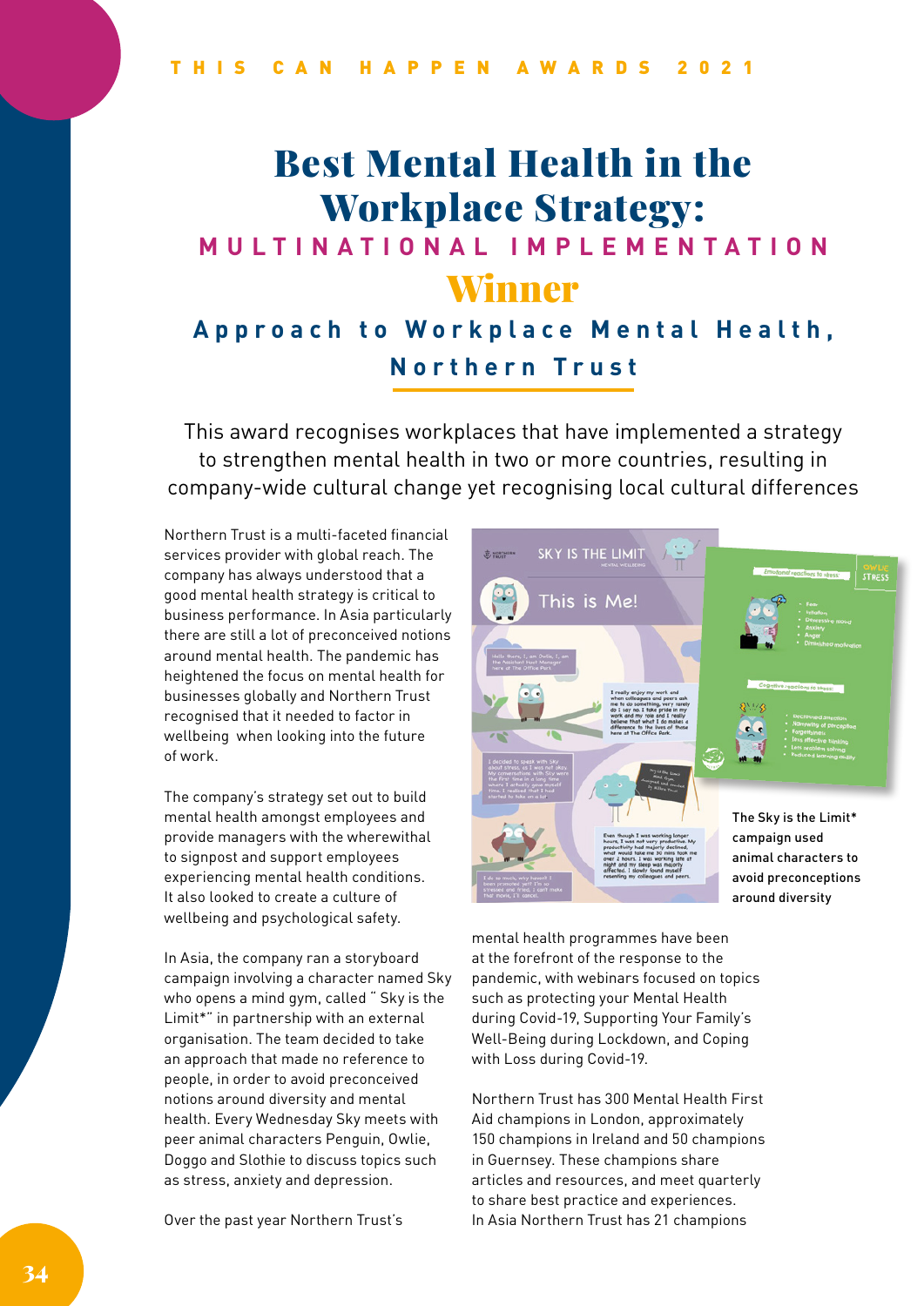THIS CAN HAPPEN AWARDS 2021

# Best Mental Health in the Workplace Strategy:

## MULTINATIONAL IMPLEMENTATION

## Winner

### Approach to Workplace Mental Health, Northern Trust

This award recognises workplaces that have implemented a strategy to strengthen mental health in two or more countries, resulting in company-wide cultural change yet recognising local cultural differences

Northern Trust is a multi-faceted financial services provider with global reach. The company has always understood that a good mental health strategy is critical to business performance. In Asia particularly there are still a lot of preconceived notions around mental health. The pandemic has heightened the focus on mental health for businesses globally and Northern Trust recognised that it needed to factor in wellbeing when looking into the future of work.

The company's strategy set out to build mental health amongst employees and provide managers with the wherewithal to signpost and support employees experiencing mental health conditions. It also looked to create a culture of wellbeing and psychological safety.

In Asia, the company ran a storyboard campaign involving a character named Sky who opens a mind gym, called " Sky is the Limit*" in partnership with an external organisation. The team decided to take an approach that made no reference to people, in order to avoid preconceived notions around diversity and mental health. Every Wednesday Sky meets with peer animal characters Penguin, Owlie, Doggo and Slothie to discuss topics such as stress, anxiety and depression.

Over the past year Northern Trust's mental health programmes have been at the forefront of the response to the pandemic, with webinars focused on topics such as protecting your Mental Health during Covid-19, Supporting Your Family's Well-Being during Lockdown, and Coping with Loss during Covid-19.

The Sky is the Limit* campaign used animal characters to avoid preconceptions around diversity

Northern Trust has 300 Mental Health First Aid champions in London, approximately 150 champions in Ireland and 50 champions in Guernsey. These champions share articles and resources, and meet quarterly to share best practice and experiences. In Asia Northern Trust has 21 champions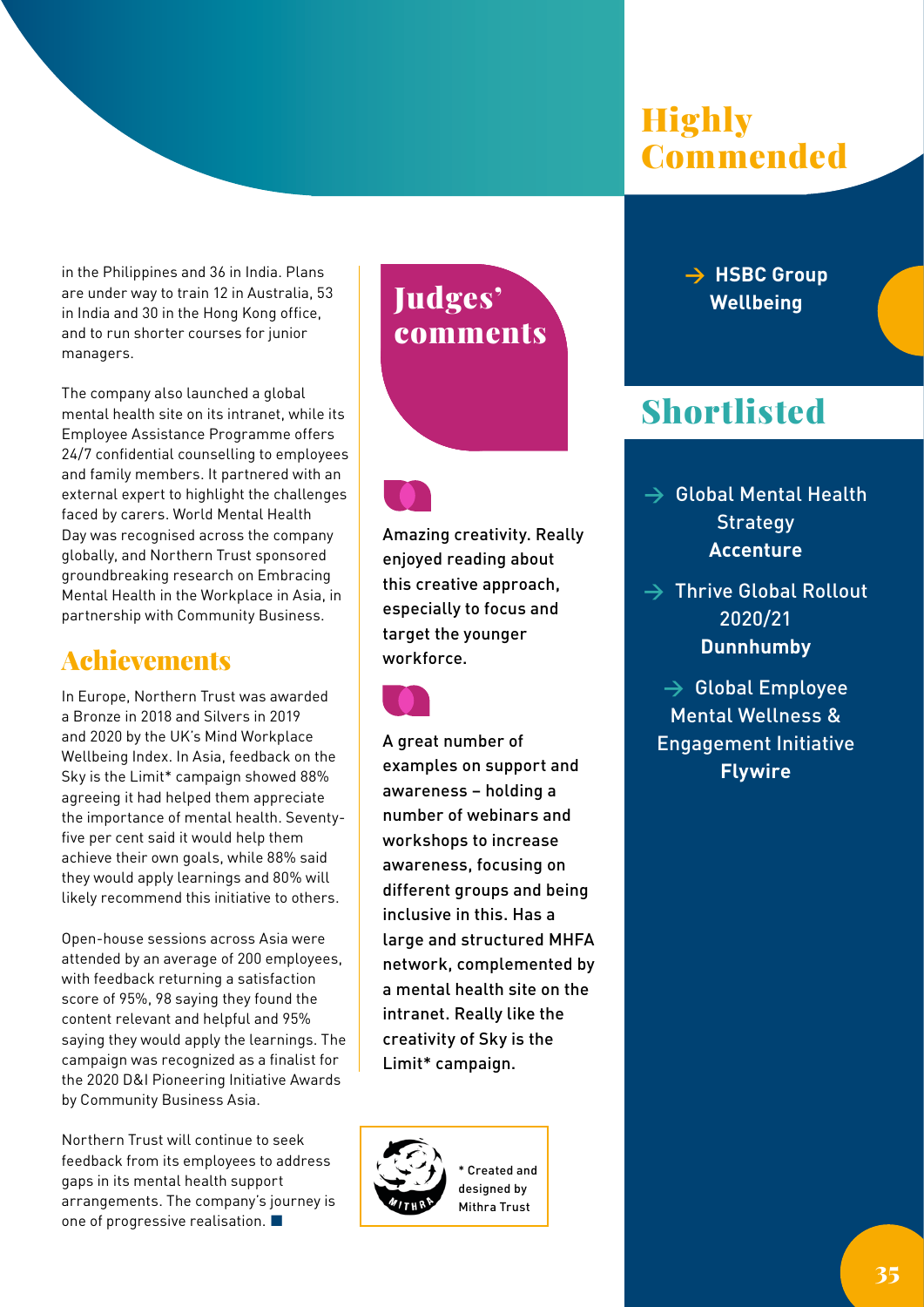in the Philippines and 36 in India. Plans are under way to train 12 in Australia, 53 in India and 30 in the Hong Kong office, and to run shorter courses for junior managers.

The company also launched a global mental health site on its intranet, while its Employee Assistance Programme offers 24/7 confidential counselling to employees and family members. It partnered with an external expert to highlight the challenges faced by carers. World Mental Health Day was recognised across the company globally, and Northern Trust sponsored groundbreaking research on Embracing Mental Health in the Workplace in Asia, in partnership with Community Business.

## Achievements

In Europe, Northern Trust was awarded a Bronze in 2018 and Silvers in 2019 and 2020 by the UK's Mind Workplace Wellbeing Index. In Asia, feedback on the Sky is the Limit* campaign showed 88% agreeing it had helped them appreciate the importance of mental health. Seventy-five per cent said it would help them achieve their own goals, while 88% said they would apply learnings and 80% will likely recommend this initiative to others.

Open-house sessions across Asia were attended by an average of 200 employees, with feedback returning a satisfaction score of 95%, 98 saying they found the content relevant and helpful and 95% saying they would apply the learnings. The campaign was recognized as a finalist for the 2020 D&I Pioneering Initiative Awards by Community Business Asia.

Northern Trust will continue to seek feedback from its employees to address gaps in its mental health support arrangements. The company's journey is one of progressive realisation. ■

## Judges' comments

Amazing creativity. Really enjoyed reading about this creative approach, especially to focus and target the younger workforce.

A great number of examples on support and awareness – holding a number of webinars and workshops to increase awareness, focusing on different groups and being inclusive in this. Has a large and structured MHFA network, complemented by a mental health site on the intranet. Really like the creativity of Sky is the Limit* campaign.

MITHRA

* Created and designed by Mithra Trust

## Highly Commended

→ **HSBC Group Wellbeing**

## Shortlisted

→ Global Mental Health Strategy **Accenture**

→ Thrive Global Rollout 2020/21 **Dunnhumby**

→ Global Employee Mental Wellness & Engagement Initiative **Flywire**